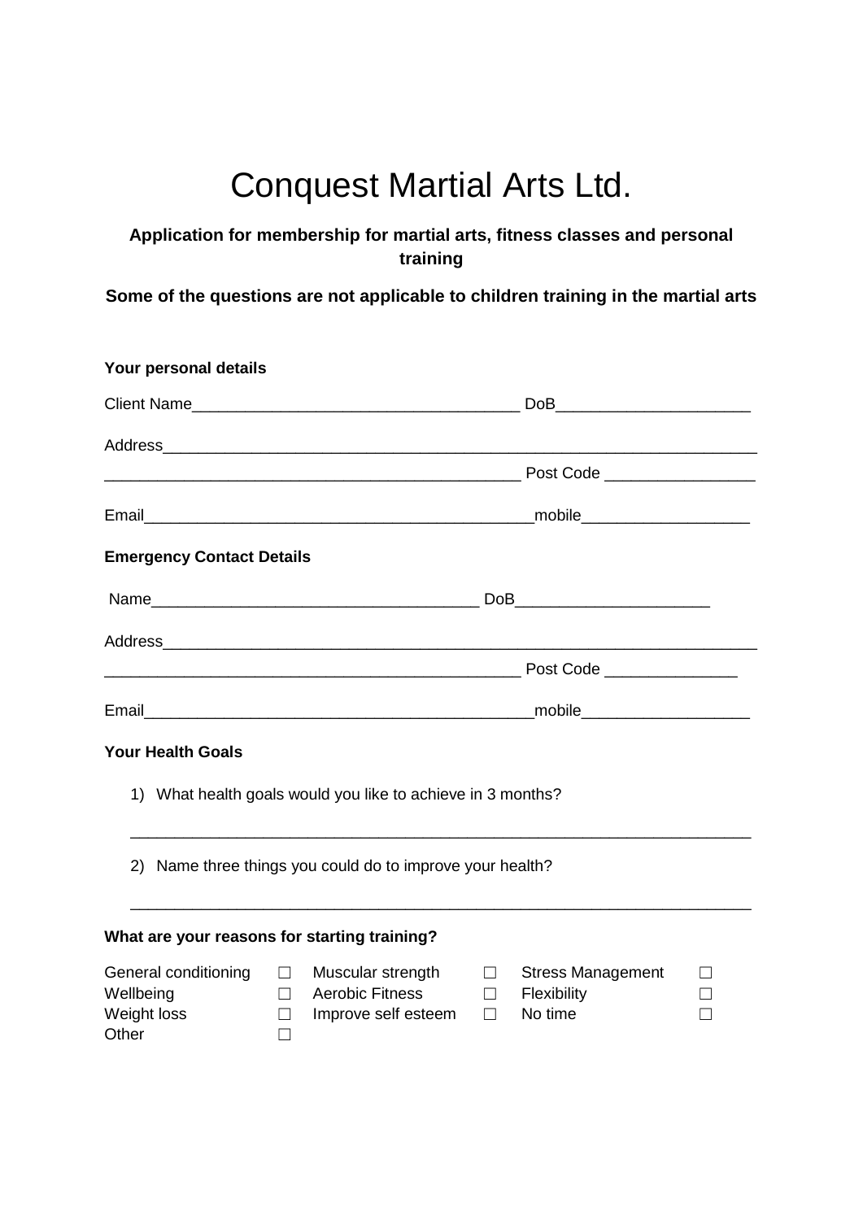# Conquest Martial Arts Ltd.

**Application for membership for martial arts, fitness classes and personal training**

**Some of the questions are not applicable to children training in the martial arts**

**Your personal details**

Client Name_____________________________________ DoB_____________________

Address_______________________________________________________________

_______________________________________________ Post Code ________________

Email___________________________________________mobile__________________

**Emergency Contact Details**

Name_____________________________________ DoB_____________________

Address_______________________________________________________________

_______________________________________________ Post Code ______________

Email___________________________________________mobile__________________

**Your Health Goals**

1) What health goals would you like to achieve in 3 months?

_______________________________________________________________________

2) Name three things you could do to improve your health?

_______________________________________________________________________

**What are your reasons for starting training?**

| | | | | | |
|---|---|---|---|---|---|
| General conditioning | ☐ | Muscular strength | ☐ | Stress Management | ☐ |
| Wellbeing | ☐ | Aerobic Fitness | ☐ | Flexibility | ☐ |
| Weight loss | ☐ | Improve self esteem | ☐ | No time | ☐ |
| Other | ☐ | | | | |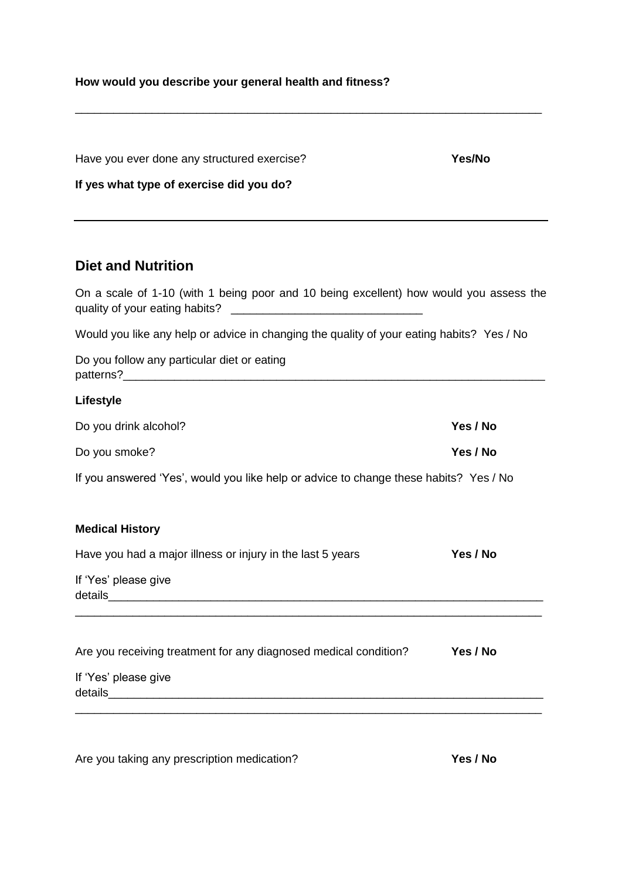**How would you describe your general health and fitness?**

___________________________________________________________________________

Have you ever done any structured exercise? **Yes/No**

**If yes what type of exercise did you do?**

___________________________________________________________________________

## Diet and Nutrition

On a scale of 1-10 (with 1 being poor and 10 being excellent) how would you assess the quality of your eating habits? ______________________________

Would you like any help or advice in changing the quality of your eating habits? Yes / No

Do you follow any particular diet or eating patterns?_____________________________________________________________________

**Lifestyle**

Do you drink alcohol? **Yes / No**

Do you smoke? **Yes / No**

If you answered 'Yes', would you like help or advice to change these habits? Yes / No

**Medical History**

Have you had a major illness or injury in the last 5 years **Yes / No**

If 'Yes' please give details_______________________________________________________________________

___________________________________________________________________________

Are you receiving treatment for any diagnosed medical condition? **Yes / No**

If 'Yes' please give details_______________________________________________________________________

___________________________________________________________________________

Are you taking any prescription medication? **Yes / No**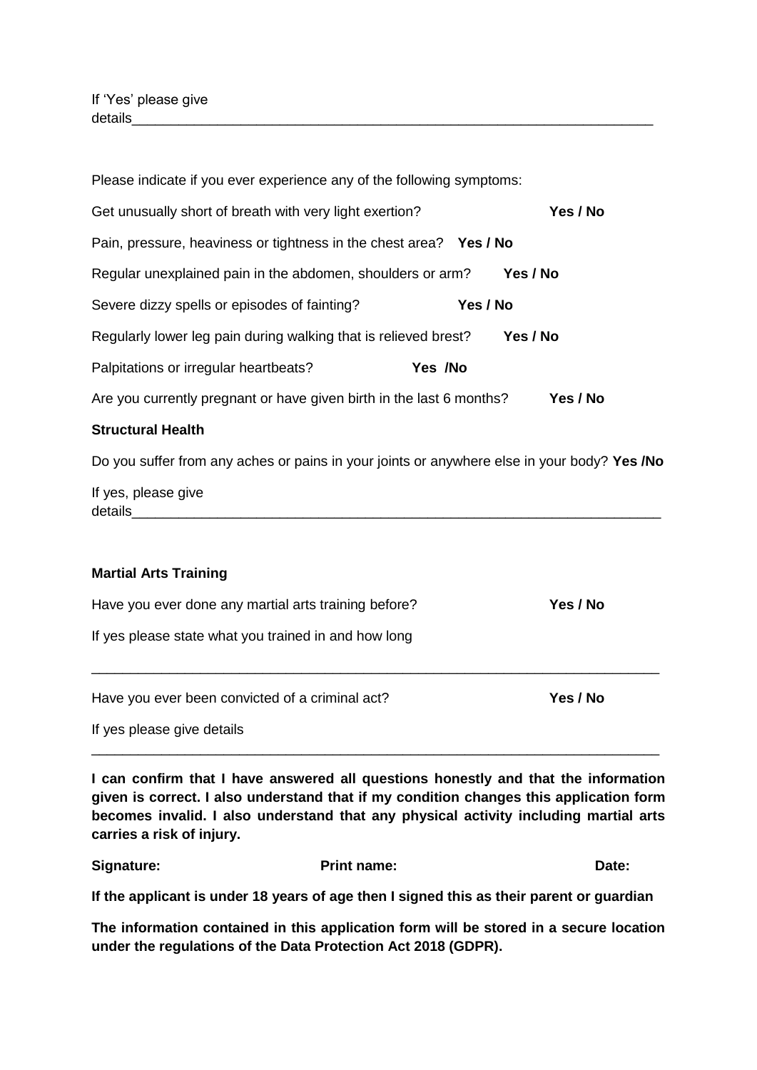If 'Yes' please give details_______________________________________________________________________

Please indicate if you ever experience any of the following symptoms:

Get unusually short of breath with very light exertion? **Yes / No**

Pain, pressure, heaviness or tightness in the chest area? **Yes / No**

Regular unexplained pain in the abdomen, shoulders or arm? **Yes / No**

Severe dizzy spells or episodes of fainting? **Yes / No**

Regularly lower leg pain during walking that is relieved brest? **Yes / No**

Palpitations or irregular heartbeats? **Yes /No**

Are you currently pregnant or have given birth in the last 6 months? **Yes / No**

**Structural Health**

Do you suffer from any aches or pains in your joints or anywhere else in your body? **Yes /No**

If yes, please give details_______________________________________________________________________

**Martial Arts Training**

Have you ever done any martial arts training before? **Yes / No**

If yes please state what you trained in and how long

_______________________________________________________________________________

Have you ever been convicted of a criminal act? **Yes / No**

If yes please give details

_______________________________________________________________________________

**I can confirm that I have answered all questions honestly and that the information given is correct. I also understand that if my condition changes this application form becomes invalid. I also understand that any physical activity including martial arts carries a risk of injury.**

**Signature:** **Print name:** **Date:**

**If the applicant is under 18 years of age then I signed this as their parent or guardian**

**The information contained in this application form will be stored in a secure location under the regulations of the Data Protection Act 2018 (GDPR).**